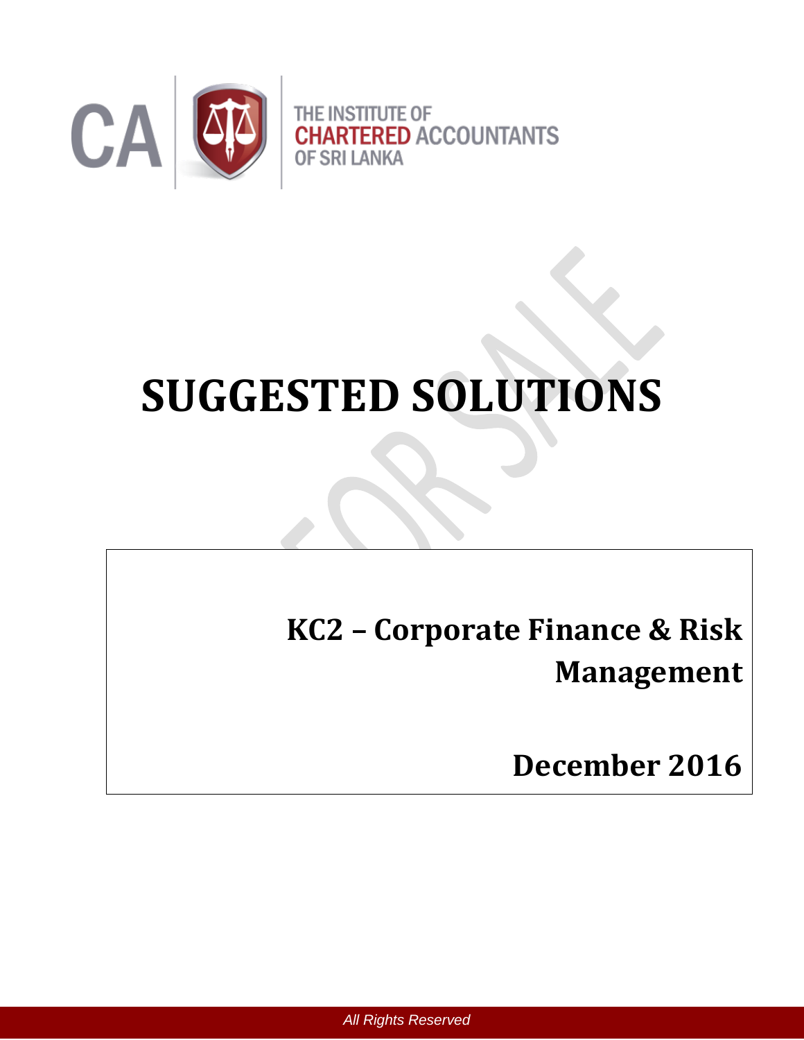THE INSTITUTE OF CHARTERED ACCOUNTANTS OF SRI LANKA

# SUGGESTED SOLUTIONS

## KC2 – Corporate Finance & Risk Management

## December 2016

*All Rights Reserved*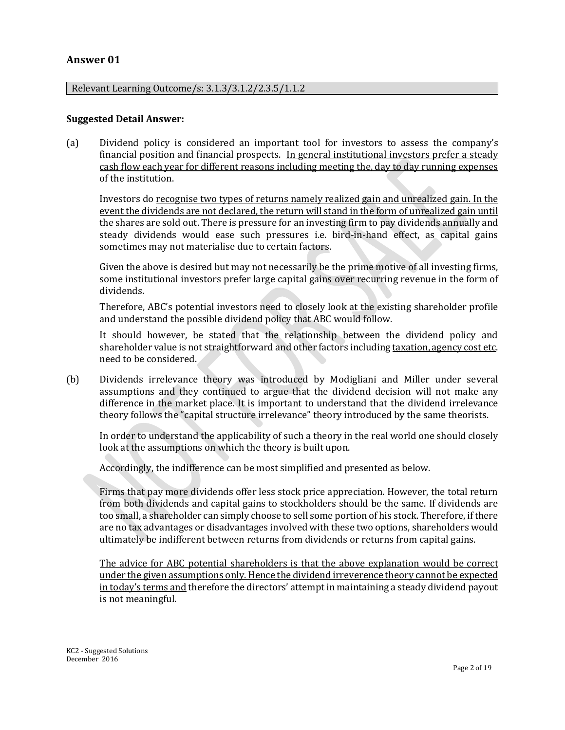## Answer 01

Relevant Learning Outcome/s: 3.1.3/3.1.2/2.3.5/1.1.2

**Suggested Detail Answer:**

(a) Dividend policy is considered an important tool for investors to assess the company's financial position and financial prospects. In general institutional investors prefer a steady cash flow each year for different reasons including meeting the, day to day running expenses of the institution.

Investors do recognise two types of returns namely realized gain and unrealized gain. In the event the dividends are not declared, the return will stand in the form of unrealized gain until the shares are sold out. There is pressure for an investing firm to pay dividends annually and steady dividends would ease such pressures i.e. bird-in-hand effect, as capital gains sometimes may not materialise due to certain factors.

Given the above is desired but may not necessarily be the prime motive of all investing firms, some institutional investors prefer large capital gains over recurring revenue in the form of dividends.

Therefore, ABC's potential investors need to closely look at the existing shareholder profile and understand the possible dividend policy that ABC would follow.

It should however, be stated that the relationship between the dividend policy and shareholder value is not straightforward and other factors including taxation, agency cost etc. need to be considered.

(b) Dividends irrelevance theory was introduced by Modigliani and Miller under several assumptions and they continued to argue that the dividend decision will not make any difference in the market place. It is important to understand that the dividend irrelevance theory follows the "capital structure irrelevance" theory introduced by the same theorists.

In order to understand the applicability of such a theory in the real world one should closely look at the assumptions on which the theory is built upon.

Accordingly, the indifference can be most simplified and presented as below.

Firms that pay more dividends offer less stock price appreciation. However, the total return from both dividends and capital gains to stockholders should be the same. If dividends are too small, a shareholder can simply choose to sell some portion of his stock. Therefore, if there are no tax advantages or disadvantages involved with these two options, shareholders would ultimately be indifferent between returns from dividends or returns from capital gains.

The advice for ABC potential shareholders is that the above explanation would be correct under the given assumptions only. Hence the dividend irreverence theory cannot be expected in today's terms and therefore the directors' attempt in maintaining a steady dividend payout is not meaningful.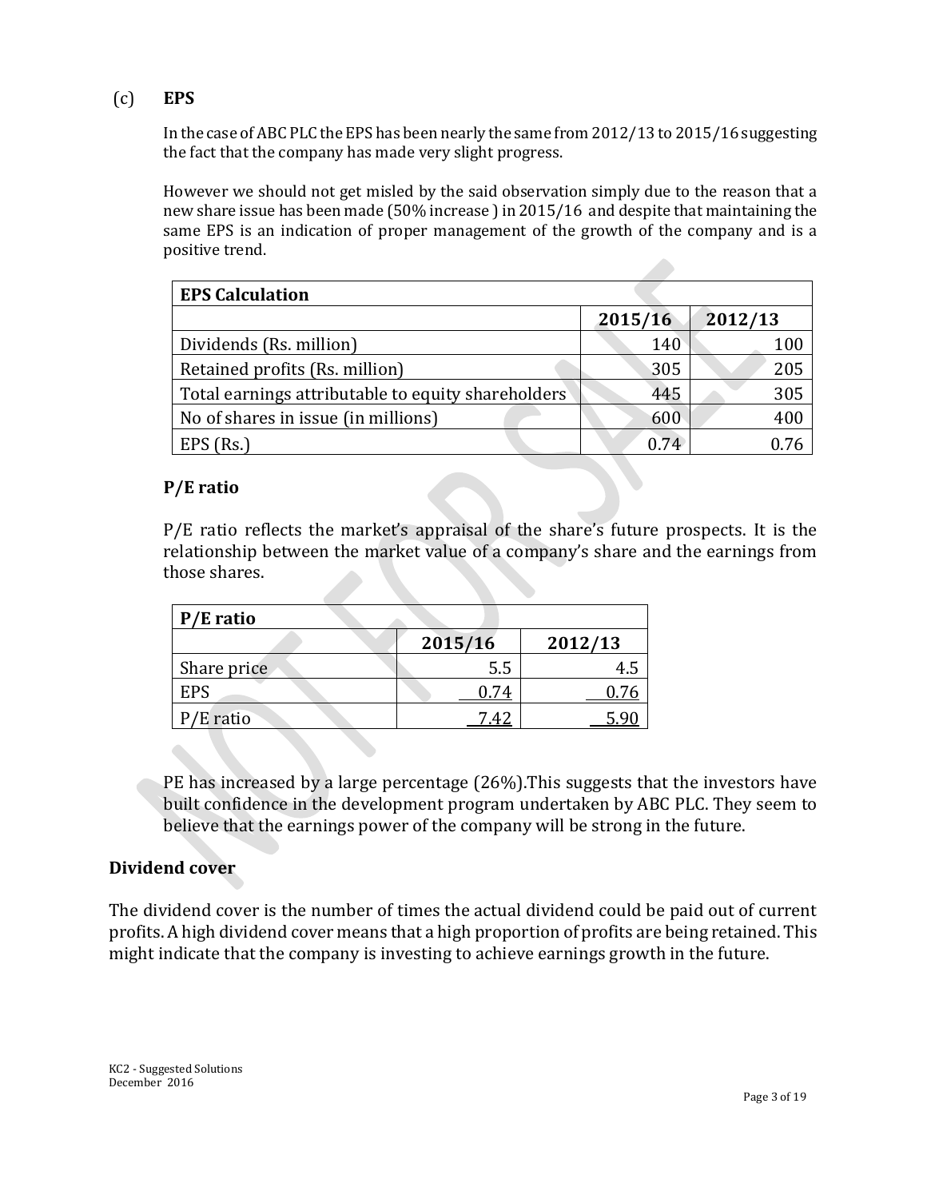(c) **EPS**

In the case of ABC PLC the EPS has been nearly the same from 2012/13 to 2015/16 suggesting the fact that the company has made very slight progress.

However we should not get misled by the said observation simply due to the reason that a new share issue has been made (50% increase ) in 2015/16 and despite that maintaining the same EPS is an indication of proper management of the growth of the company and is a positive trend.

| **EPS Calculation** | | |
|---|---|---|
| | **2015/16** | **2012/13** |
| Dividends (Rs. million) | 140 | 100 |
| Retained profits (Rs. million) | 305 | 205 |
| Total earnings attributable to equity shareholders | 445 | 305 |
| No of shares in issue (in millions) | 600 | 400 |
| EPS (Rs.) | 0.74 | 0.76 |

**P/E ratio**

P/E ratio reflects the market's appraisal of the share's future prospects. It is the relationship between the market value of a company's share and the earnings from those shares.

| **P/E ratio** | | |
|---|---|---|
| | **2015/16** | **2012/13** |
| Share price | 5.5 | 4.5 |
| EPS | 0.74 | 0.76 |
| P/E ratio | 7.42 | 5.90 |

PE has increased by a large percentage (26%).This suggests that the investors have built confidence in the development program undertaken by ABC PLC. They seem to believe that the earnings power of the company will be strong in the future.

**Dividend cover**

The dividend cover is the number of times the actual dividend could be paid out of current profits. A high dividend cover means that a high proportion of profits are being retained. This might indicate that the company is investing to achieve earnings growth in the future.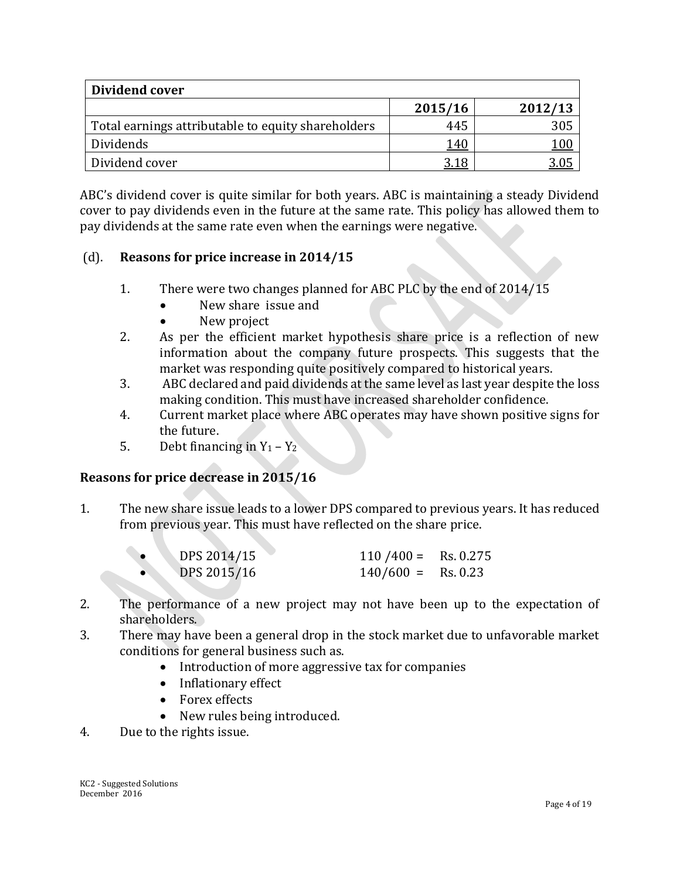| Dividend cover | | |
|---|---|---|
| | **2015/16** | **2012/13** |
| Total earnings attributable to equity shareholders | 445 | 305 |
| Dividends | 140 | 100 |
| Dividend cover | 3.18 | 3.05 |

ABC's dividend cover is quite similar for both years. ABC is maintaining a steady Dividend cover to pay dividends even in the future at the same rate. This policy has allowed them to pay dividends at the same rate even when the earnings were negative.

(d). **Reasons for price increase in 2014/15**

1. There were two changes planned for ABC PLC by the end of 2014/15
   - New share issue and
   - New project
2. As per the efficient market hypothesis share price is a reflection of new information about the company future prospects. This suggests that the market was responding quite positively compared to historical years.
3. ABC declared and paid dividends at the same level as last year despite the loss making condition. This must have increased shareholder confidence.
4. Current market place where ABC operates may have shown positive signs for the future.
5. Debt financing in $Y_1 - Y_2$

**Reasons for price decrease in 2015/16**

1. The new share issue leads to a lower DPS compared to previous years. It has reduced from previous year. This must have reflected on the share price.
   - DPS 2014/15 110 /400 = Rs. 0.275
   - DPS 2015/16 140/600 = Rs. 0.23
2. The performance of a new project may not have been up to the expectation of shareholders.
3. There may have been a general drop in the stock market due to unfavorable market conditions for general business such as.
   - Introduction of more aggressive tax for companies
   - Inflationary effect
   - Forex effects
   - New rules being introduced.
4. Due to the rights issue.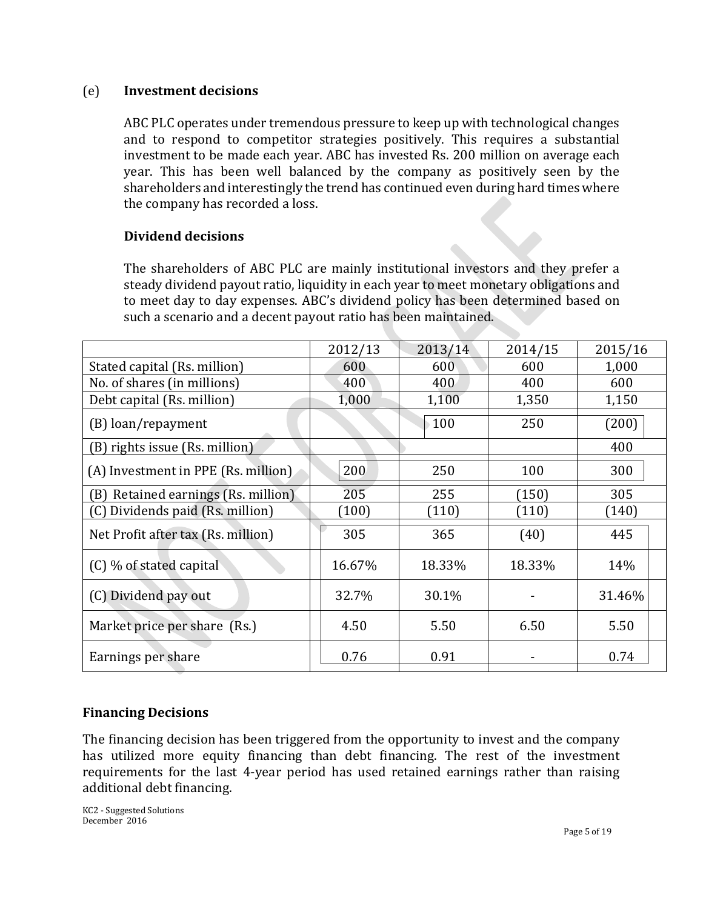(e) **Investment decisions**

ABC PLC operates under tremendous pressure to keep up with technological changes and to respond to competitor strategies positively. This requires a substantial investment to be made each year. ABC has invested Rs. 200 million on average each year. This has been well balanced by the company as positively seen by the shareholders and interestingly the trend has continued even during hard times where the company has recorded a loss.

**Dividend decisions**

The shareholders of ABC PLC are mainly institutional investors and they prefer a steady dividend payout ratio, liquidity in each year to meet monetary obligations and to meet day to day expenses. ABC's dividend policy has been determined based on such a scenario and a decent payout ratio has been maintained.

| | 2012/13 | 2013/14 | 2014/15 | 2015/16 |
|---|---|---|---|---|
| Stated capital (Rs. million) | 600 | 600 | 600 | 1,000 |
| No. of shares (in millions) | 400 | 400 | 400 | 600 |
| Debt capital (Rs. million) | 1,000 | 1,100 | 1,350 | 1,150 |
| (B) loan/repayment | | 100 | 250 | (200) |
| (B) rights issue (Rs. million) | | | | 400 |
| (A) Investment in PPE (Rs. million) | 200 | 250 | 100 | 300 |
| (B) Retained earnings (Rs. million) | 205 | 255 | (150) | 305 |
| (C) Dividends paid (Rs. million) | (100) | (110) | (110) | (140) |
| Net Profit after tax (Rs. million) | 305 | 365 | (40) | 445 |
| (C) % of stated capital | 16.67% | 18.33% | 18.33% | 14% |
| (C) Dividend pay out | 32.7% | 30.1% | - | 31.46% |
| Market price per share (Rs.) | 4.50 | 5.50 | 6.50 | 5.50 |
| Earnings per share | 0.76 | 0.91 | - | 0.74 |

**Financing Decisions**

The financing decision has been triggered from the opportunity to invest and the company has utilized more equity financing than debt financing. The rest of the investment requirements for the last 4-year period has used retained earnings rather than raising additional debt financing.

KC2 - Suggested Solutions
December 2016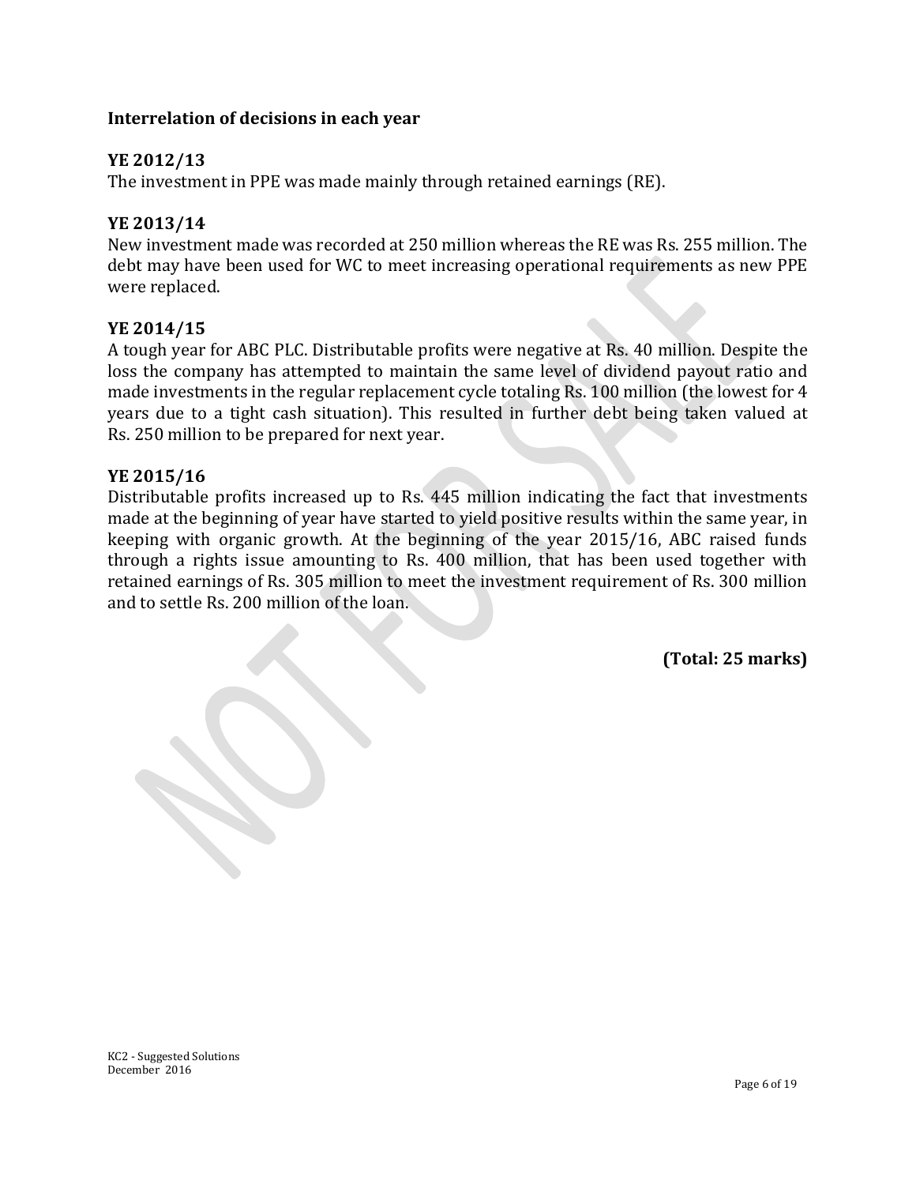### Interrelation of decisions in each year

**YE 2012/13**

The investment in PPE was made mainly through retained earnings (RE).

**YE 2013/14**

New investment made was recorded at 250 million whereas the RE was Rs. 255 million. The debt may have been used for WC to meet increasing operational requirements as new PPE were replaced.

**YE 2014/15**

A tough year for ABC PLC. Distributable profits were negative at Rs. 40 million. Despite the loss the company has attempted to maintain the same level of dividend payout ratio and made investments in the regular replacement cycle totaling Rs. 100 million (the lowest for 4 years due to a tight cash situation). This resulted in further debt being taken valued at Rs. 250 million to be prepared for next year.

**YE 2015/16**

Distributable profits increased up to Rs. 445 million indicating the fact that investments made at the beginning of year have started to yield positive results within the same year, in keeping with organic growth. At the beginning of the year 2015/16, ABC raised funds through a rights issue amounting to Rs. 400 million, that has been used together with retained earnings of Rs. 305 million to meet the investment requirement of Rs. 300 million and to settle Rs. 200 million of the loan.

**(Total: 25 marks)**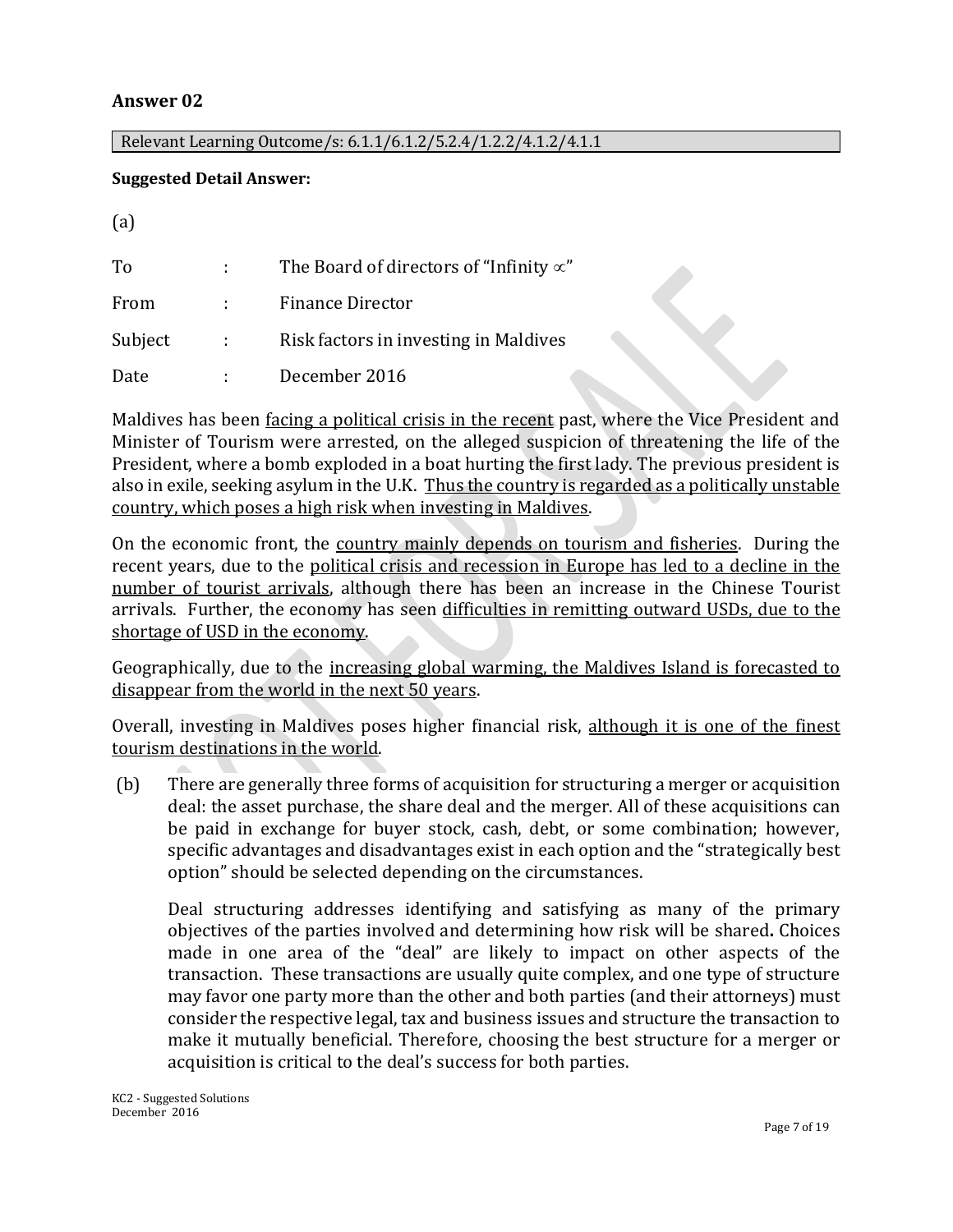## Answer 02

Relevant Learning Outcome/s: 6.1.1/6.1.2/5.2.4/1.2.2/4.1.2/4.1.1

**Suggested Detail Answer:**

(a)

| | | |
|---|---|---|
| To | : | The Board of directors of "Infinity $\propto$" |
| From | : | Finance Director |
| Subject | : | Risk factors in investing in Maldives |
| Date | : | December 2016 |

Maldives has been <u>facing a political crisis in the recent</u> past, where the Vice President and Minister of Tourism were arrested, on the alleged suspicion of threatening the life of the President, where a bomb exploded in a boat hurting the first lady. The previous president is also in exile, seeking asylum in the U.K. <u>Thus the country is regarded as a politically unstable country, which poses a high risk when investing in Maldives</u>.

On the economic front, the <u>country mainly depends on tourism and fisheries</u>. During the recent years, due to the <u>political crisis and recession in Europe has led to a decline in the number of tourist arrivals</u>, although there has been an increase in the Chinese Tourist arrivals. Further, the economy has seen <u>difficulties in remitting outward USDs, due to the shortage of USD in the economy</u>.

Geographically, due to the <u>increasing global warming, the Maldives Island is forecasted to disappear from the world in the next 50 years</u>.

Overall, investing in Maldives poses higher financial risk, <u>although it is one of the finest tourism destinations in the world</u>.

(b) There are generally three forms of acquisition for structuring a merger or acquisition deal: the asset purchase, the share deal and the merger. All of these acquisitions can be paid in exchange for buyer stock, cash, debt, or some combination; however, specific advantages and disadvantages exist in each option and the "strategically best option" should be selected depending on the circumstances.

Deal structuring addresses identifying and satisfying as many of the primary objectives of the parties involved and determining how risk will be shared**.** Choices made in one area of the "deal" are likely to impact on other aspects of the transaction. These transactions are usually quite complex, and one type of structure may favor one party more than the other and both parties (and their attorneys) must consider the respective legal, tax and business issues and structure the transaction to make it mutually beneficial. Therefore, choosing the best structure for a merger or acquisition is critical to the deal's success for both parties.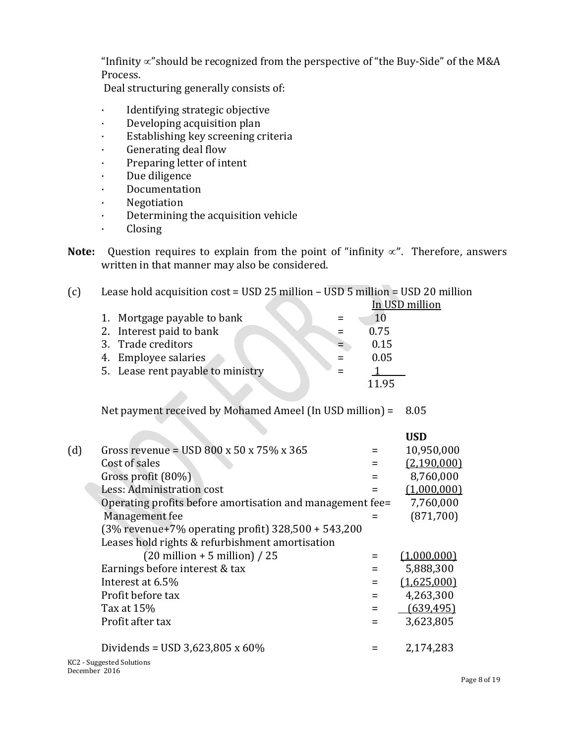"Infinity ∝"should be recognized from the perspective of "the Buy-Side" of the M&A Process.

Deal structuring generally consists of:

- Identifying strategic objective
- Developing acquisition plan
- Establishing key screening criteria
- Generating deal flow
- Preparing letter of intent
- Due diligence
- Documentation
- Negotiation
- Determining the acquisition vehicle
- Closing

**Note:** Question requires to explain from the point of "infinity ∝". Therefore, answers written in that manner may also be considered.

(c) Lease hold acquisition cost = USD 25 million – USD 5 million = USD 20 million

| | | In USD million |
|---|---|---|
| 1. Mortgage payable to bank | = | 10 |
| 2. Interest paid to bank | = | 0.75 |
| 3. Trade creditors | = | 0.15 |
| 4. Employee salaries | = | 0.05 |
| 5. Lease rent payable to ministry | = | 1 |
| | | 11.95 |

Net payment received by Mohamed Ameel (In USD million) = 8.05

(d)

| | | USD |
|---|---|---|
| Gross revenue = USD 800 x 50 x 75% x 365 | = | 10,950,000 |
| Cost of sales | = | (2,190,000) |
| Gross profit (80%) | = | 8,760,000 |
| Less: Administration cost | = | (1,000,000) |
| Operating profits before amortisation and management fee | = | 7,760,000 |
| Management fee (3% revenue+7% operating profit) 328,500 + 543,200 | = | (871,700) |
| Leases hold rights & refurbishment amortisation (20 million + 5 million) / 25 | = | (1,000,000) |
| Earnings before interest & tax | = | 5,888,300 |
| Interest at 6.5% | = | (1,625,000) |
| Profit before tax | = | 4,263,300 |
| Tax at 15% | = | (639,495) |
| Profit after tax | = | 3,623,805 |
| | | |
| Dividends = USD 3,623,805 x 60% | = | 2,174,283 |

KC2 - Suggested Solutions
December 2016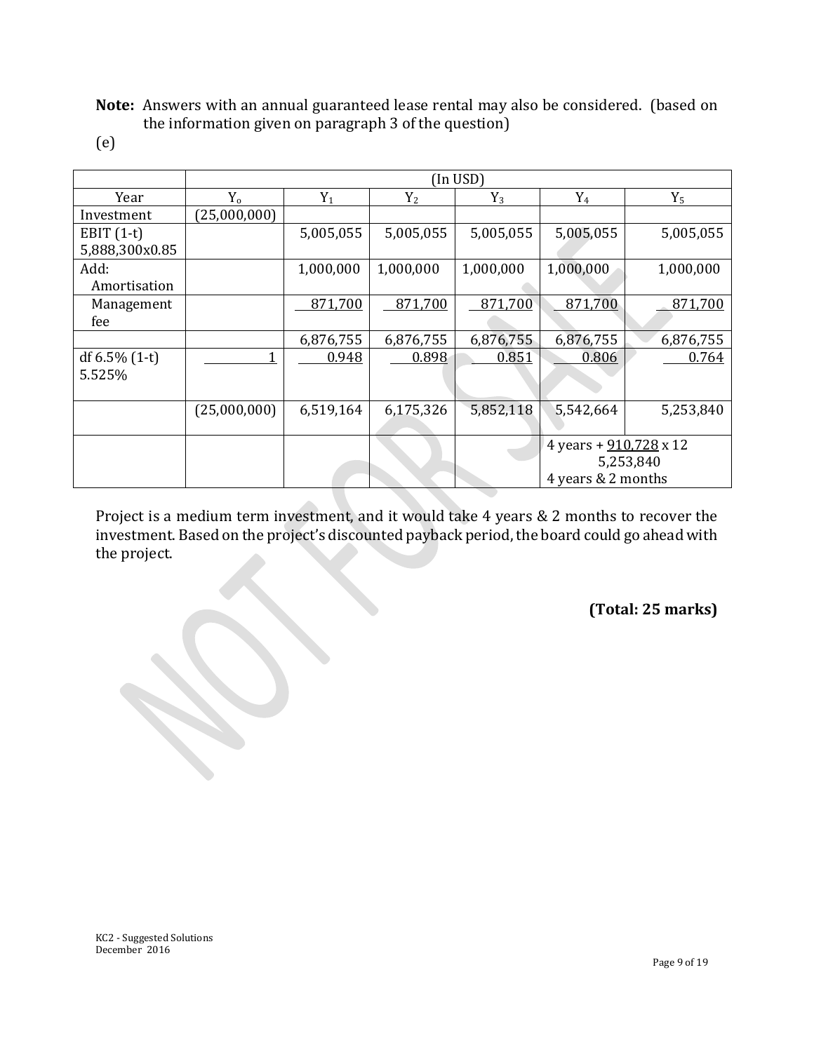**Note:** Answers with an annual guaranteed lease rental may also be considered. (based on the information given on paragraph 3 of the question)

(e)

| | (In USD) | | | | | |
|---|---|---|---|---|---|---|
| Year | $Y_o$ | $Y_1$ | $Y_2$ | $Y_3$ | $Y_4$ | $Y_5$ |
| Investment | (25,000,000) | | | | | |
| EBIT (1-t) 5,888,300x0.85 | | 5,005,055 | 5,005,055 | 5,005,055 | 5,005,055 | 5,005,055 |
| Add: Amortisation | | 1,000,000 | 1,000,000 | 1,000,000 | 1,000,000 | 1,000,000 |
| Management fee | | 871,700 | 871,700 | 871,700 | 871,700 | 871,700 |
| | | 6,876,755 | 6,876,755 | 6,876,755 | 6,876,755 | 6,876,755 |
| df 6.5% (1-t) 5.525% | 1 | 0.948 | 0.898 | 0.851 | 0.806 | 0.764 |
| | (25,000,000) | 6,519,164 | 6,175,326 | 5,852,118 | 5,542,664 | 5,253,840 |
| | | | | | 4 years + $\frac{910,728}{5,253,840}$ x 12<br>4 years & 2 months | |

Project is a medium term investment, and it would take 4 years & 2 months to recover the investment. Based on the project's discounted payback period, the board could go ahead with the project.

**(Total: 25 marks)**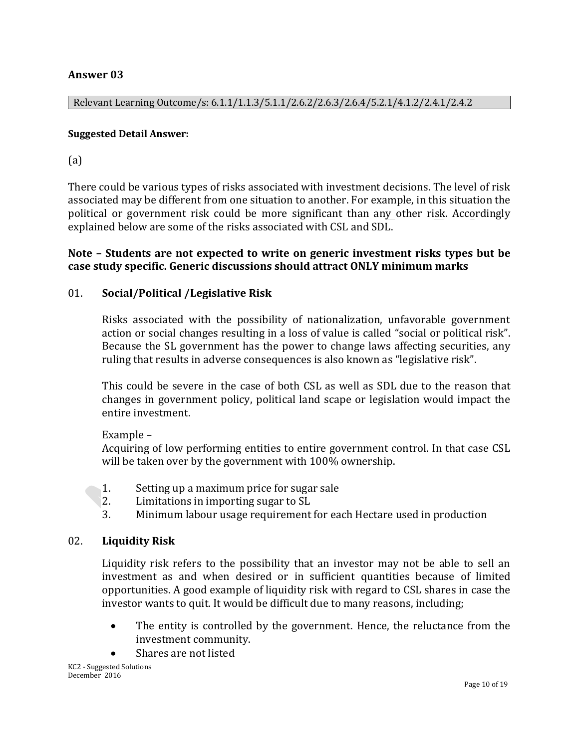## Answer 03

Relevant Learning Outcome/s: 6.1.1/1.1.3/5.1.1/2.6.2/2.6.3/2.6.4/5.2.1/4.1.2/2.4.1/2.4.2

**Suggested Detail Answer:**

(a)

There could be various types of risks associated with investment decisions. The level of risk associated may be different from one situation to another. For example, in this situation the political or government risk could be more significant than any other risk. Accordingly explained below are some of the risks associated with CSL and SDL.

**Note – Students are not expected to write on generic investment risks types but be case study specific. Generic discussions should attract ONLY minimum marks**

01. **Social/Political /Legislative Risk**

    Risks associated with the possibility of nationalization, unfavorable government action or social changes resulting in a loss of value is called "social or political risk". Because the SL government has the power to change laws affecting securities, any ruling that results in adverse consequences is also known as "legislative risk".

    This could be severe in the case of both CSL as well as SDL due to the reason that changes in government policy, political land scape or legislation would impact the entire investment.

    Example –
    Acquiring of low performing entities to entire government control. In that case CSL will be taken over by the government with 100% ownership.

    1. Setting up a maximum price for sugar sale
    2. Limitations in importing sugar to SL
    3. Minimum labour usage requirement for each Hectare used in production

02. **Liquidity Risk**

    Liquidity risk refers to the possibility that an investor may not be able to sell an investment as and when desired or in sufficient quantities because of limited opportunities. A good example of liquidity risk with regard to CSL shares in case the investor wants to quit. It would be difficult due to many reasons, including;

    - The entity is controlled by the government. Hence, the reluctance from the investment community.
    - Shares are not listed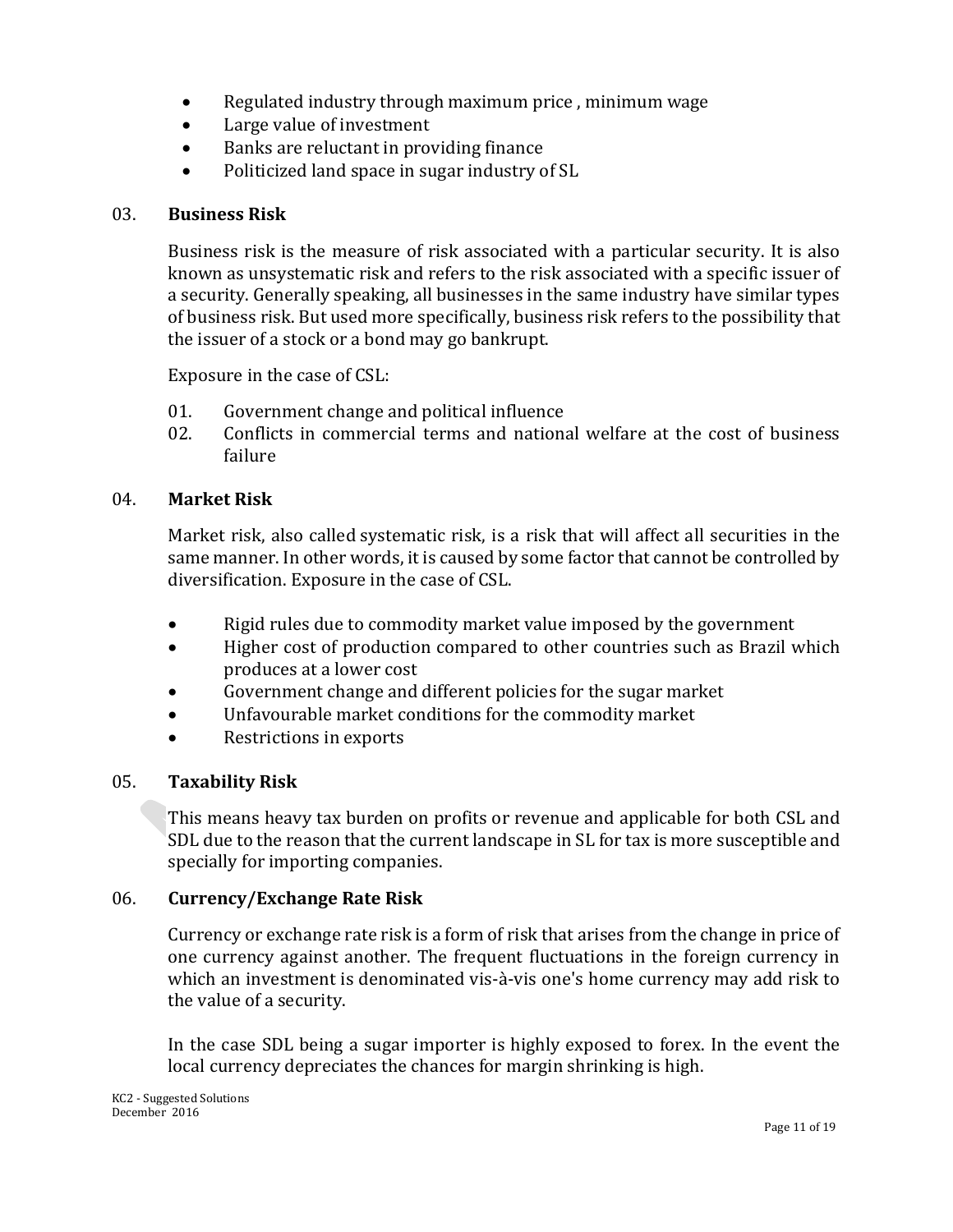- Regulated industry through maximum price , minimum wage
- Large value of investment
- Banks are reluctant in providing finance
- Politicized land space in sugar industry of SL

### 03. Business Risk

Business risk is the measure of risk associated with a particular security. It is also known as unsystematic risk and refers to the risk associated with a specific issuer of a security. Generally speaking, all businesses in the same industry have similar types of business risk. But used more specifically, business risk refers to the possibility that the issuer of a stock or a bond may go bankrupt.

Exposure in the case of CSL:

01. Government change and political influence
02. Conflicts in commercial terms and national welfare at the cost of business failure

### 04. Market Risk

Market risk, also called systematic risk, is a risk that will affect all securities in the same manner. In other words, it is caused by some factor that cannot be controlled by diversification. Exposure in the case of CSL.

- Rigid rules due to commodity market value imposed by the government
- Higher cost of production compared to other countries such as Brazil which produces at a lower cost
- Government change and different policies for the sugar market
- Unfavourable market conditions for the commodity market
- Restrictions in exports

### 05. Taxability Risk

This means heavy tax burden on profits or revenue and applicable for both CSL and SDL due to the reason that the current landscape in SL for tax is more susceptible and specially for importing companies.

### 06. Currency/Exchange Rate Risk

Currency or exchange rate risk is a form of risk that arises from the change in price of one currency against another. The frequent fluctuations in the foreign currency in which an investment is denominated vis-à-vis one's home currency may add risk to the value of a security.

In the case SDL being a sugar importer is highly exposed to forex. In the event the local currency depreciates the chances for margin shrinking is high.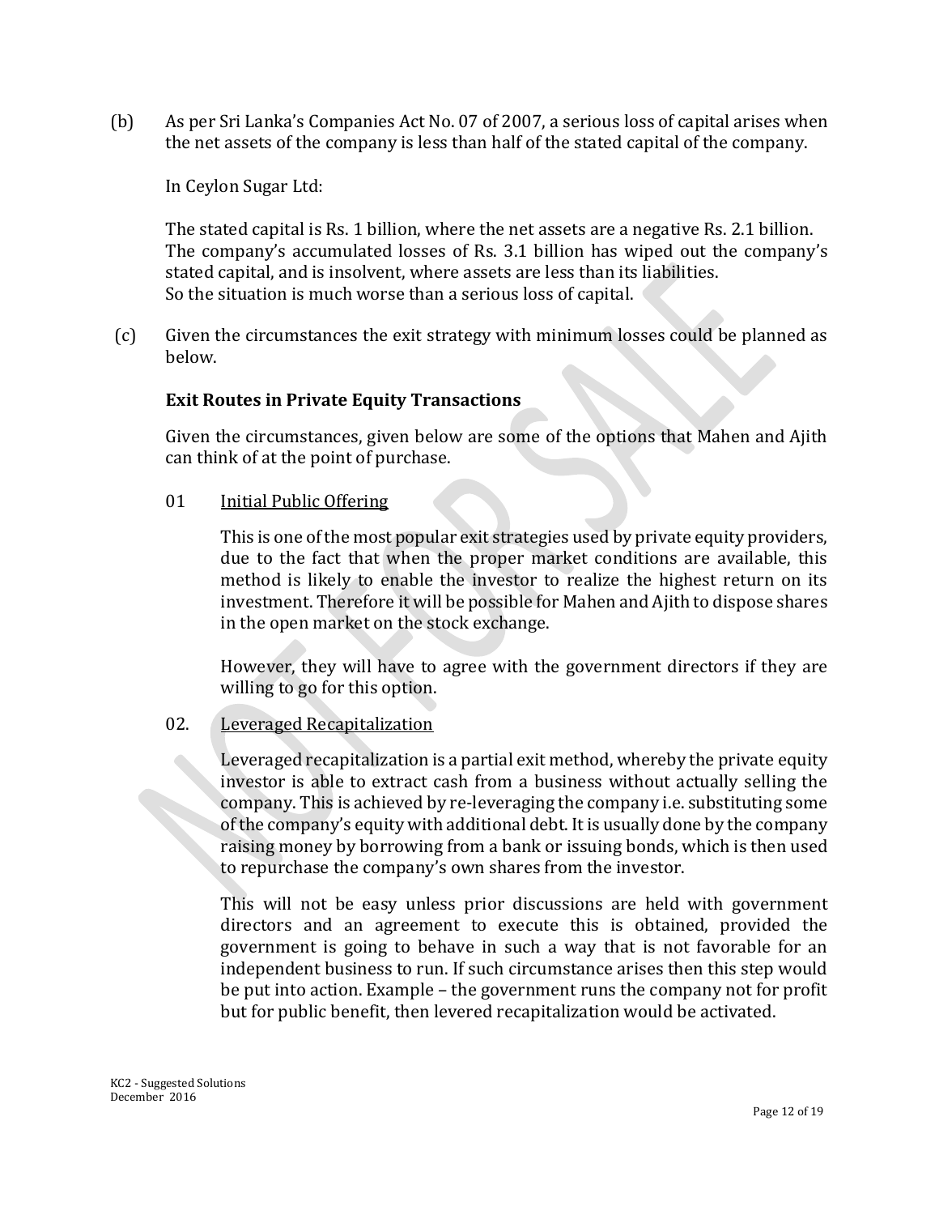(b) As per Sri Lanka's Companies Act No. 07 of 2007, a serious loss of capital arises when the net assets of the company is less than half of the stated capital of the company.

In Ceylon Sugar Ltd:

The stated capital is Rs. 1 billion, where the net assets are a negative Rs. 2.1 billion. The company's accumulated losses of Rs. 3.1 billion has wiped out the company's stated capital, and is insolvent, where assets are less than its liabilities. So the situation is much worse than a serious loss of capital.

(c) Given the circumstances the exit strategy with minimum losses could be planned as below.

**Exit Routes in Private Equity Transactions**

Given the circumstances, given below are some of the options that Mahen and Ajith can think of at the point of purchase.

01 Initial Public Offering

This is one of the most popular exit strategies used by private equity providers, due to the fact that when the proper market conditions are available, this method is likely to enable the investor to realize the highest return on its investment. Therefore it will be possible for Mahen and Ajith to dispose shares in the open market on the stock exchange.

However, they will have to agree with the government directors if they are willing to go for this option.

02. Leveraged Recapitalization

Leveraged recapitalization is a partial exit method, whereby the private equity investor is able to extract cash from a business without actually selling the company. This is achieved by re-leveraging the company i.e. substituting some of the company's equity with additional debt. It is usually done by the company raising money by borrowing from a bank or issuing bonds, which is then used to repurchase the company's own shares from the investor.

This will not be easy unless prior discussions are held with government directors and an agreement to execute this is obtained, provided the government is going to behave in such a way that is not favorable for an independent business to run. If such circumstance arises then this step would be put into action. Example – the government runs the company not for profit but for public benefit, then levered recapitalization would be activated.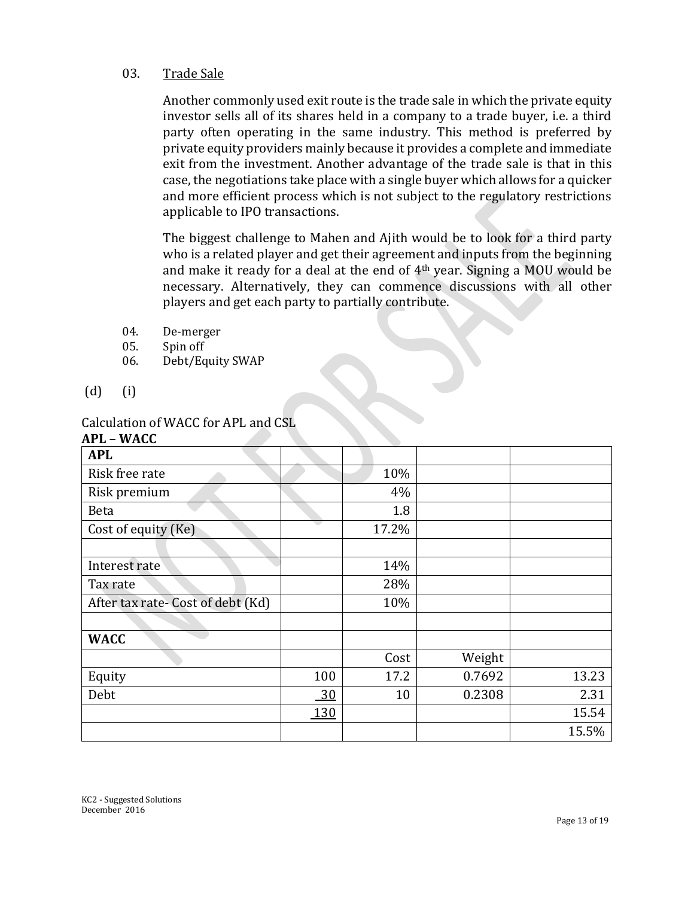03. <u>Trade Sale</u>

Another commonly used exit route is the trade sale in which the private equity investor sells all of its shares held in a company to a trade buyer, i.e. a third party often operating in the same industry. This method is preferred by private equity providers mainly because it provides a complete and immediate exit from the investment. Another advantage of the trade sale is that in this case, the negotiations take place with a single buyer which allows for a quicker and more efficient process which is not subject to the regulatory restrictions applicable to IPO transactions.

The biggest challenge to Mahen and Ajith would be to look for a third party who is a related player and get their agreement and inputs from the beginning and make it ready for a deal at the end of 4th year. Signing a MOU would be necessary. Alternatively, they can commence discussions with all other players and get each party to partially contribute.

04. De-merger
05. Spin off
06. Debt/Equity SWAP

(d) (i)

Calculation of WACC for APL and CSL

**APL – WACC**

| **APL** | | | | |
|---|---|---|---|---|
| Risk free rate | | 10% | | |
| Risk premium | | 4% | | |
| Beta | | 1.8 | | |
| Cost of equity (Ke) | | 17.2% | | |
| | | | | |
| Interest rate | | 14% | | |
| Tax rate | | 28% | | |
| After tax rate- Cost of debt (Kd) | | 10% | | |
| | | | | |
| **WACC** | | | | |
| | | Cost | Weight | |
| Equity | 100 | 17.2 | 0.7692 | 13.23 |
| Debt | 30 | 10 | 0.2308 | 2.31 |
| | 130 | | | 15.54 |
| | | | | 15.5% |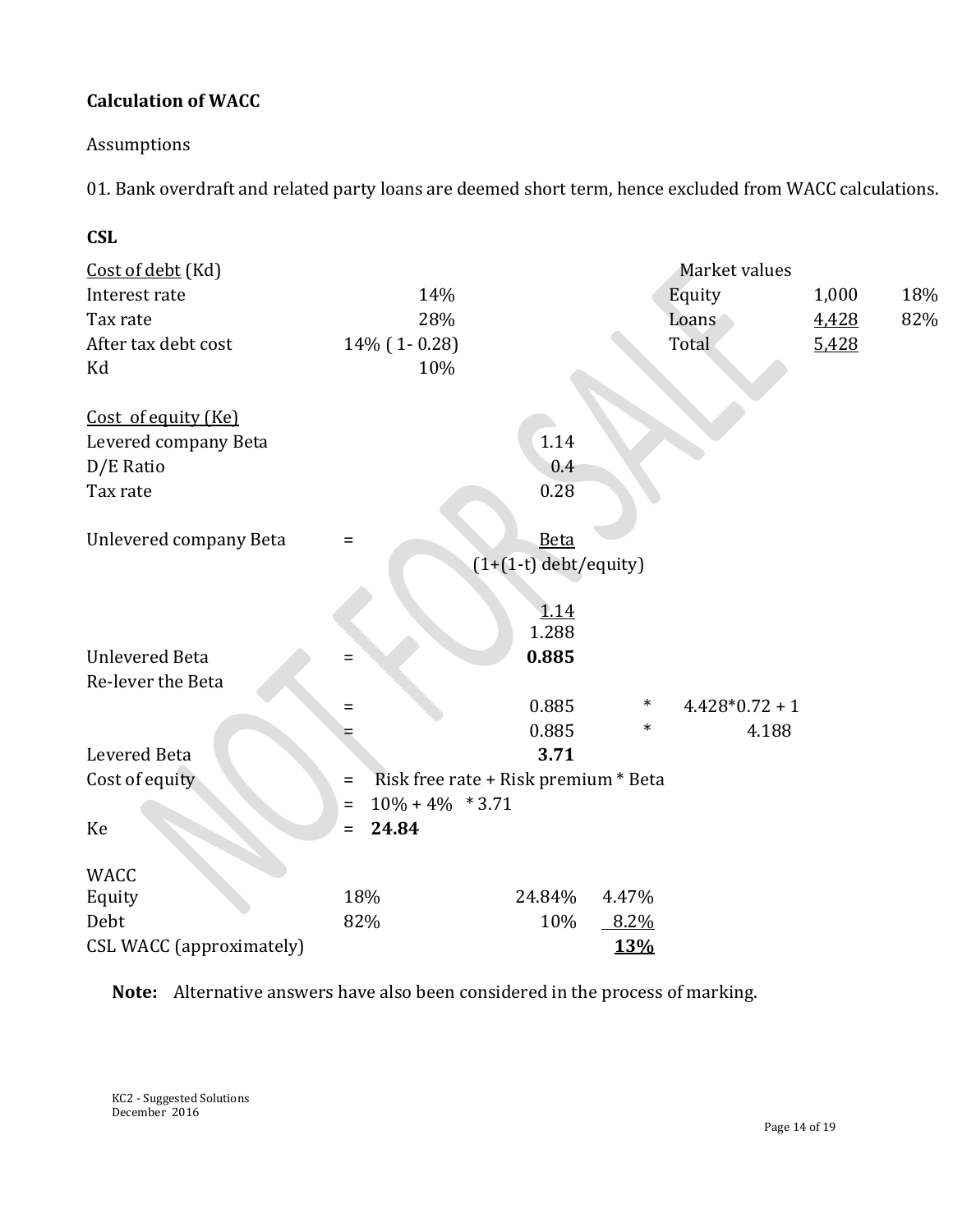**Calculation of WACC**

Assumptions

01. Bank overdraft and related party loans are deemed short term, hence excluded from WACC calculations.

**CSL**

| Cost of debt (Kd) | | | Market values | | |
|---|---|---|---|---|---|
| Interest rate | 14% | | Equity | 1,000 | 18% |
| Tax rate | 28% | | Loans | 4,428 | 82% |
| After tax debt cost | 14% ( 1- 0.28) | | Total | 5,428 | |
| Kd | 10% | | | | |

Cost of equity (Ke)

| | | | | |
|---|---|---|---|---|
| Levered company Beta | | 1.14 | | |
| D/E Ratio | | 0.4 | | |
| Tax rate | | 0.28 | | |
| Unlevered company Beta | = | $\frac{\text{Beta}}{(1+(1-t)\ \text{debt/equity})}$ | | |
| | | $\frac{1.14}{1.288}$ | | |
| Unlevered Beta | = | **0.885** | | |
| Re-lever the Beta | | | | |
| | = | 0.885 | * | 4.428*0.72 + 1 |
| | = | 0.885 | * | 4.188 |
| Levered Beta | | **3.71** | | |
| Cost of equity | = | Risk free rate + Risk premium * Beta | | |
| | = | 10% + 4% * 3.71 | | |
| Ke | = | **24.84** | | |

| WACC | | | |
|---|---|---|---|
| Equity | 18% | 24.84% | 4.47% |
| Debt | 82% | 10% | 8.2% |
| CSL WACC (approximately) | | | **13%** |

**Note:** Alternative answers have also been considered in the process of marking.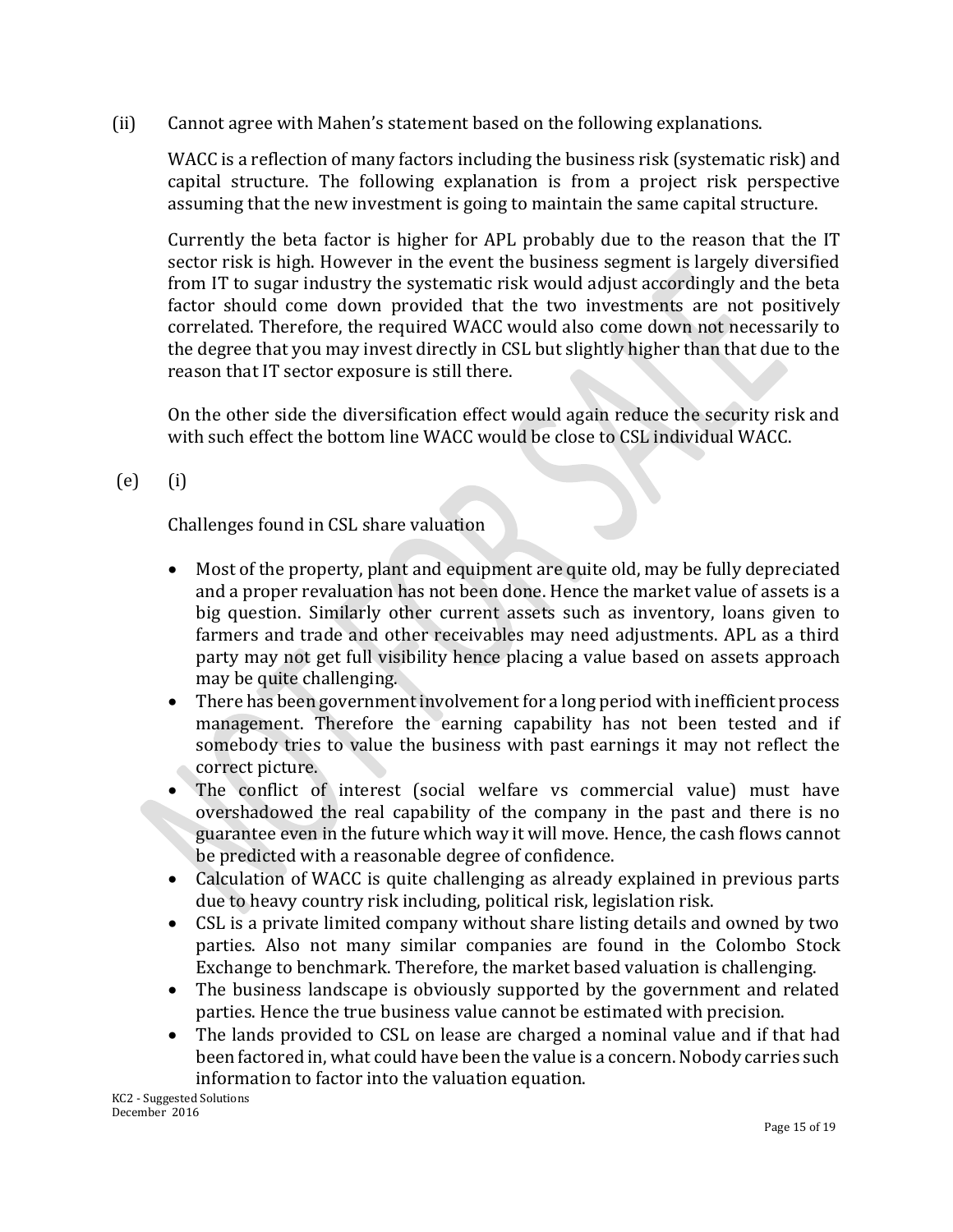(ii) Cannot agree with Mahen's statement based on the following explanations.

WACC is a reflection of many factors including the business risk (systematic risk) and capital structure. The following explanation is from a project risk perspective assuming that the new investment is going to maintain the same capital structure.

Currently the beta factor is higher for APL probably due to the reason that the IT sector risk is high. However in the event the business segment is largely diversified from IT to sugar industry the systematic risk would adjust accordingly and the beta factor should come down provided that the two investments are not positively correlated. Therefore, the required WACC would also come down not necessarily to the degree that you may invest directly in CSL but slightly higher than that due to the reason that IT sector exposure is still there.

On the other side the diversification effect would again reduce the security risk and with such effect the bottom line WACC would be close to CSL individual WACC.

(e) (i)

Challenges found in CSL share valuation

- Most of the property, plant and equipment are quite old, may be fully depreciated and a proper revaluation has not been done. Hence the market value of assets is a big question. Similarly other current assets such as inventory, loans given to farmers and trade and other receivables may need adjustments. APL as a third party may not get full visibility hence placing a value based on assets approach may be quite challenging.
- There has been government involvement for a long period with inefficient process management. Therefore the earning capability has not been tested and if somebody tries to value the business with past earnings it may not reflect the correct picture.
- The conflict of interest (social welfare vs commercial value) must have overshadowed the real capability of the company in the past and there is no guarantee even in the future which way it will move. Hence, the cash flows cannot be predicted with a reasonable degree of confidence.
- Calculation of WACC is quite challenging as already explained in previous parts due to heavy country risk including, political risk, legislation risk.
- CSL is a private limited company without share listing details and owned by two parties. Also not many similar companies are found in the Colombo Stock Exchange to benchmark. Therefore, the market based valuation is challenging.
- The business landscape is obviously supported by the government and related parties. Hence the true business value cannot be estimated with precision.
- The lands provided to CSL on lease are charged a nominal value and if that had been factored in, what could have been the value is a concern. Nobody carries such information to factor into the valuation equation.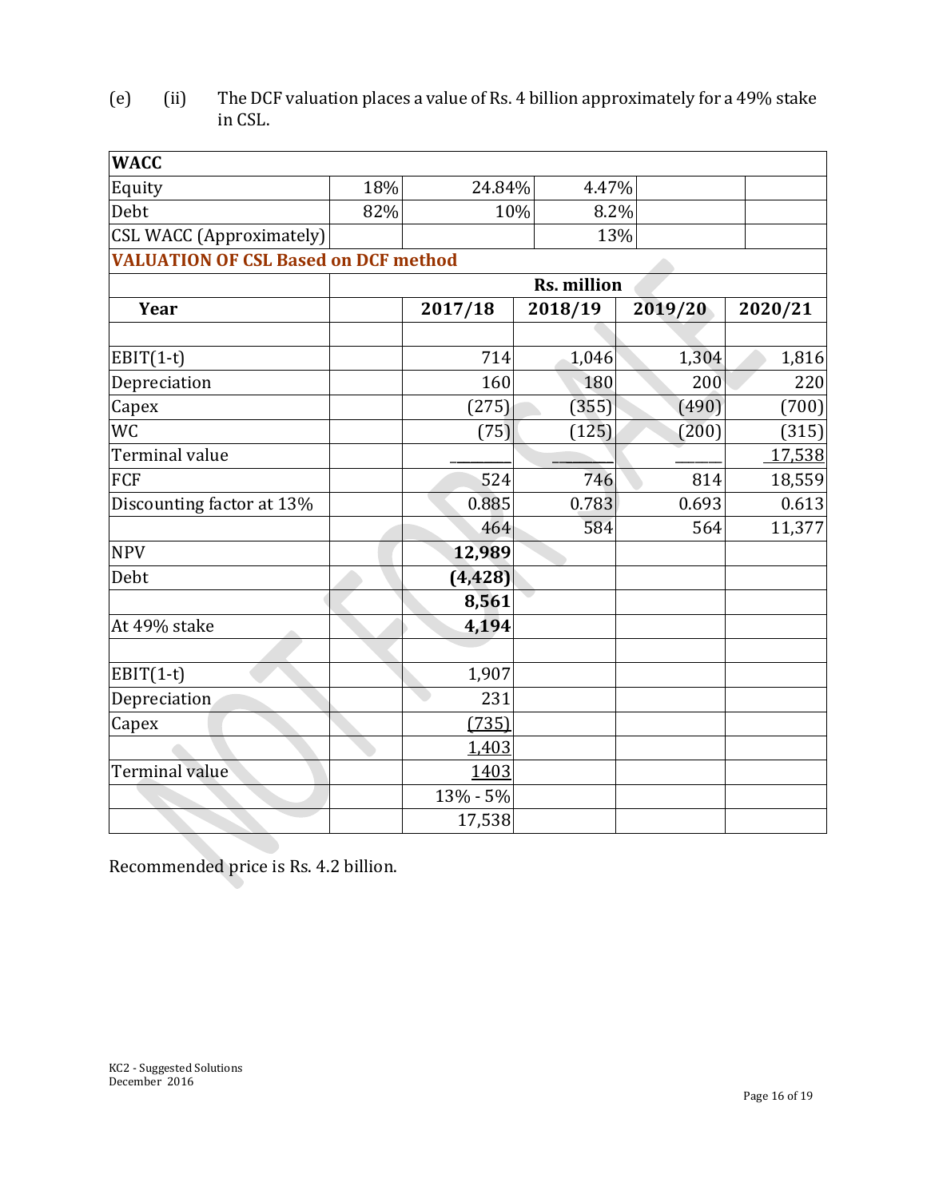(e) (ii) The DCF valuation places a value of Rs. 4 billion approximately for a 49% stake in CSL.

| WACC | | | | | |
|---|---|---|---|---|---|
| Equity | 18% | 24.84% | 4.47% | | |
| Debt | 82% | 10% | 8.2% | | |
| CSL WACC (Approximately) | | | 13% | | |
| **VALUATION OF CSL Based on DCF method** | | | | | |
| | | | **Rs. million** | | |
| **Year** | | **2017/18** | **2018/19** | **2019/20** | **2020/21** |
| | | | | | |
| EBIT(1-t) | | 714 | 1,046 | 1,304 | 1,816 |
| Depreciation | | 160 | 180 | 200 | 220 |
| Capex | | (275) | (355) | (490) | (700) |
| WC | | (75) | (125) | (200) | (315) |
| Terminal value | | | | | 17,538 |
| FCF | | 524 | 746 | 814 | 18,559 |
| Discounting factor at 13% | | 0.885 | 0.783 | 0.693 | 0.613 |
| | | 464 | 584 | 564 | 11,377 |
| NPV | | **12,989** | | | |
| Debt | | **(4,428)** | | | |
| | | **8,561** | | | |
| At 49% stake | | **4,194** | | | |
| | | | | | |
| EBIT(1-t) | | 1,907 | | | |
| Depreciation | | 231 | | | |
| Capex | | (735) | | | |
| | | 1,403 | | | |
| Terminal value | | 1403 | | | |
| | | 13% - 5% | | | |
| | | 17,538 | | | |

Recommended price is Rs. 4.2 billion.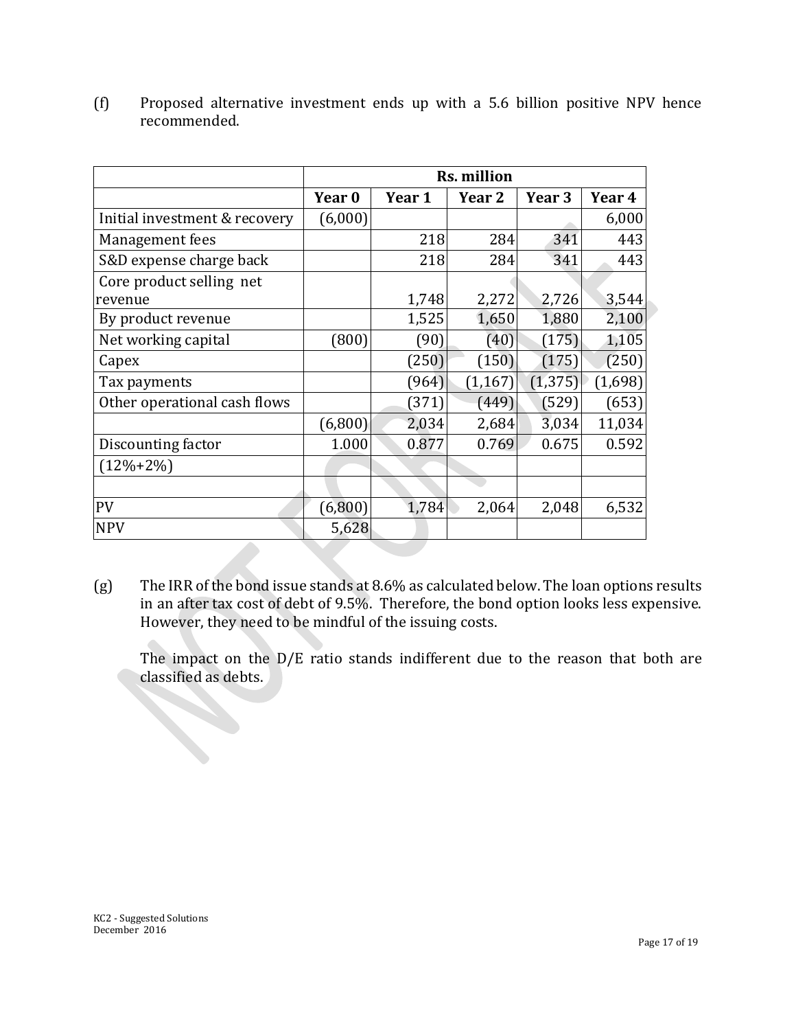(f) Proposed alternative investment ends up with a 5.6 billion positive NPV hence recommended.

| | Rs. million | | | | |
|---|---|---|---|---|---|
| | **Year 0** | **Year 1** | **Year 2** | **Year 3** | **Year 4** |
| Initial investment & recovery | (6,000) | | | | 6,000 |
| Management fees | | 218 | 284 | 341 | 443 |
| S&D expense charge back | | 218 | 284 | 341 | 443 |
| Core product selling net revenue | | 1,748 | 2,272 | 2,726 | 3,544 |
| By product revenue | | 1,525 | 1,650 | 1,880 | 2,100 |
| Net working capital | (800) | (90) | (40) | (175) | 1,105 |
| Capex | | (250) | (150) | (175) | (250) |
| Tax payments | | (964) | (1,167) | (1,375) | (1,698) |
| Other operational cash flows | | (371) | (449) | (529) | (653) |
| | (6,800) | 2,034 | 2,684 | 3,034 | 11,034 |
| Discounting factor | 1.000 | 0.877 | 0.769 | 0.675 | 0.592 |
| (12%+2%) | | | | | |
| | | | | | |
| PV | (6,800) | 1,784 | 2,064 | 2,048 | 6,532 |
| NPV | 5,628 | | | | |

(g) The IRR of the bond issue stands at 8.6% as calculated below. The loan options results in an after tax cost of debt of 9.5%. Therefore, the bond option looks less expensive. However, they need to be mindful of the issuing costs.

The impact on the D/E ratio stands indifferent due to the reason that both are classified as debts.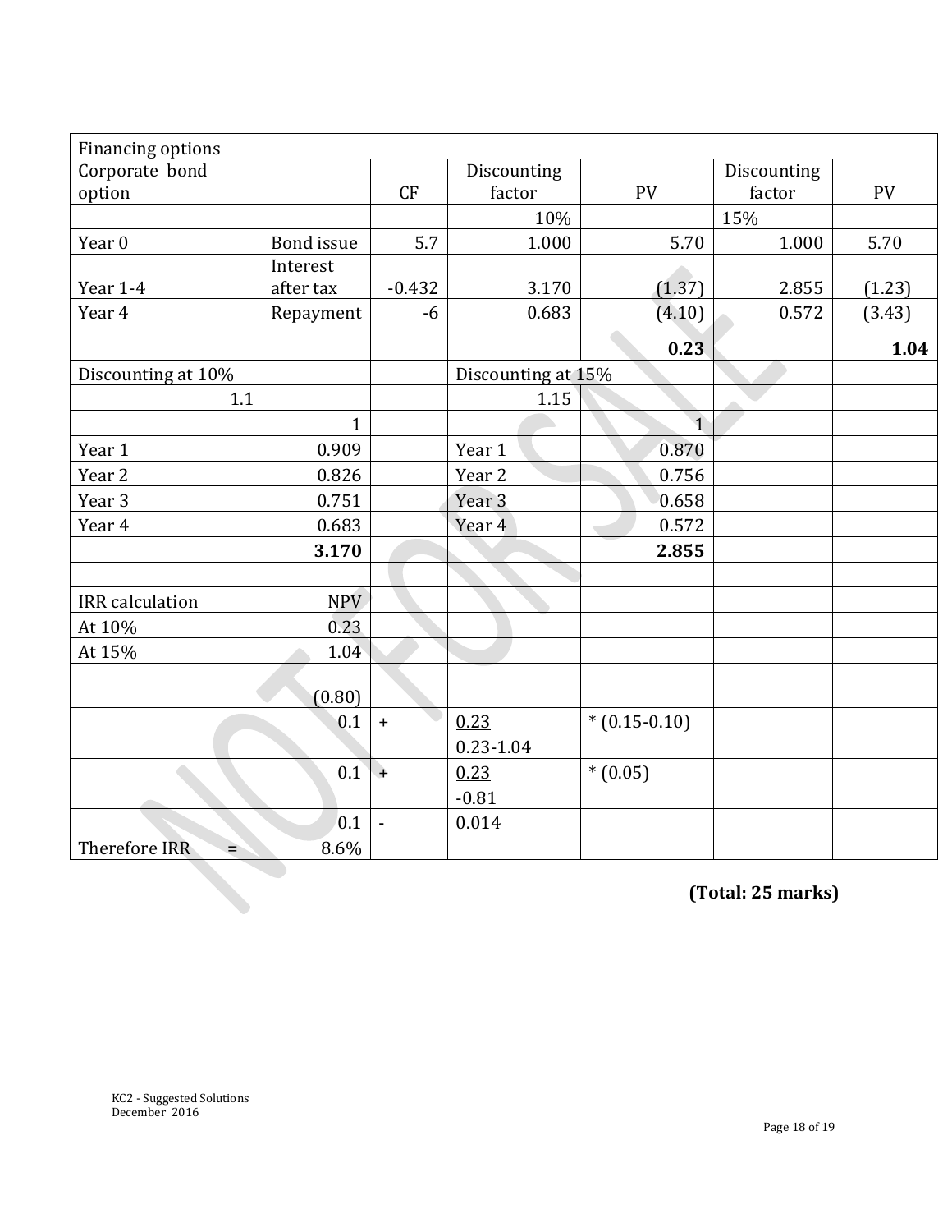| Financing options | | | | | | |
|---|---|---|---|---|---|---|
| Corporate bond option | | CF | Discounting factor | PV | Discounting factor | PV |
| | | | 10% | | 15% | |
| Year 0 | Bond issue | 5.7 | 1.000 | 5.70 | 1.000 | 5.70 |
| Year 1-4 | Interest after tax | -0.432 | 3.170 | (1.37) | 2.855 | (1.23) |
| Year 4 | Repayment | -6 | 0.683 | (4.10) | 0.572 | (3.43) |
| | | | | **0.23** | | **1.04** |
| Discounting at 10% | | | Discounting at 15% | | | |
| 1.1 | | | 1.15 | | | |
| | 1 | | | 1 | | |
| Year 1 | 0.909 | | Year 1 | 0.870 | | |
| Year 2 | 0.826 | | Year 2 | 0.756 | | |
| Year 3 | 0.751 | | Year 3 | 0.658 | | |
| Year 4 | 0.683 | | Year 4 | 0.572 | | |
| | **3.170** | | | **2.855** | | |
| | | | | | | |
| IRR calculation | NPV | | | | | |
| At 10% | 0.23 | | | | | |
| At 15% | 1.04 | | | | | |
| | (0.80) | | | | | |
| | 0.1 | + | 0.23 | * (0.15-0.10) | | |
| | | | 0.23-1.04 | | | |
| | 0.1 | + | 0.23 | * (0.05) | | |
| | | | -0.81 | | | |
| | 0.1 | - | 0.014 | | | |
| Therefore IRR = | 8.6% | | | | | |

**(Total: 25 marks)**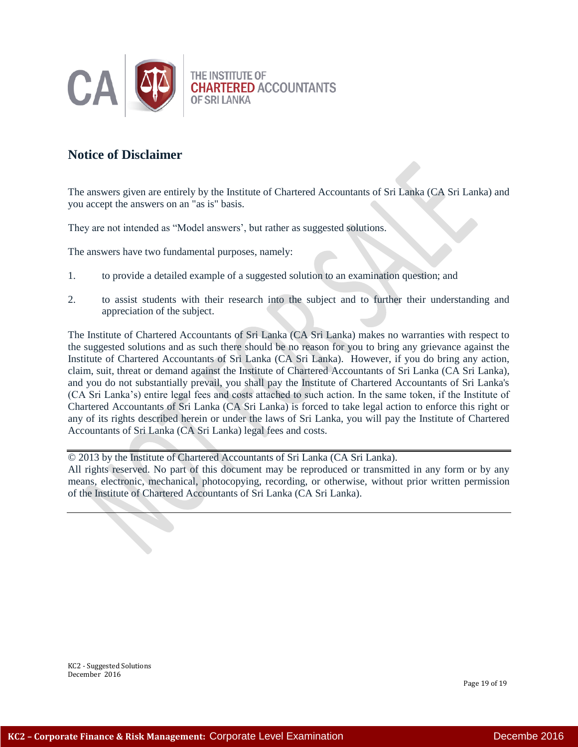THE INSTITUTE OF CHARTERED ACCOUNTANTS OF SRI LANKA

## Notice of Disclaimer

The answers given are entirely by the Institute of Chartered Accountants of Sri Lanka (CA Sri Lanka) and you accept the answers on an "as is" basis.

They are not intended as "Model answers', but rather as suggested solutions.

The answers have two fundamental purposes, namely:

1. to provide a detailed example of a suggested solution to an examination question; and

2. to assist students with their research into the subject and to further their understanding and appreciation of the subject.

The Institute of Chartered Accountants of Sri Lanka (CA Sri Lanka) makes no warranties with respect to the suggested solutions and as such there should be no reason for you to bring any grievance against the Institute of Chartered Accountants of Sri Lanka (CA Sri Lanka). However, if you do bring any action, claim, suit, threat or demand against the Institute of Chartered Accountants of Sri Lanka (CA Sri Lanka), and you do not substantially prevail, you shall pay the Institute of Chartered Accountants of Sri Lanka's (CA Sri Lanka's) entire legal fees and costs attached to such action. In the same token, if the Institute of Chartered Accountants of Sri Lanka (CA Sri Lanka) is forced to take legal action to enforce this right or any of its rights described herein or under the laws of Sri Lanka, you will pay the Institute of Chartered Accountants of Sri Lanka (CA Sri Lanka) legal fees and costs.

---

© 2013 by the Institute of Chartered Accountants of Sri Lanka (CA Sri Lanka).
All rights reserved. No part of this document may be reproduced or transmitted in any form or by any means, electronic, mechanical, photocopying, recording, or otherwise, without prior written permission of the Institute of Chartered Accountants of Sri Lanka (CA Sri Lanka).

---